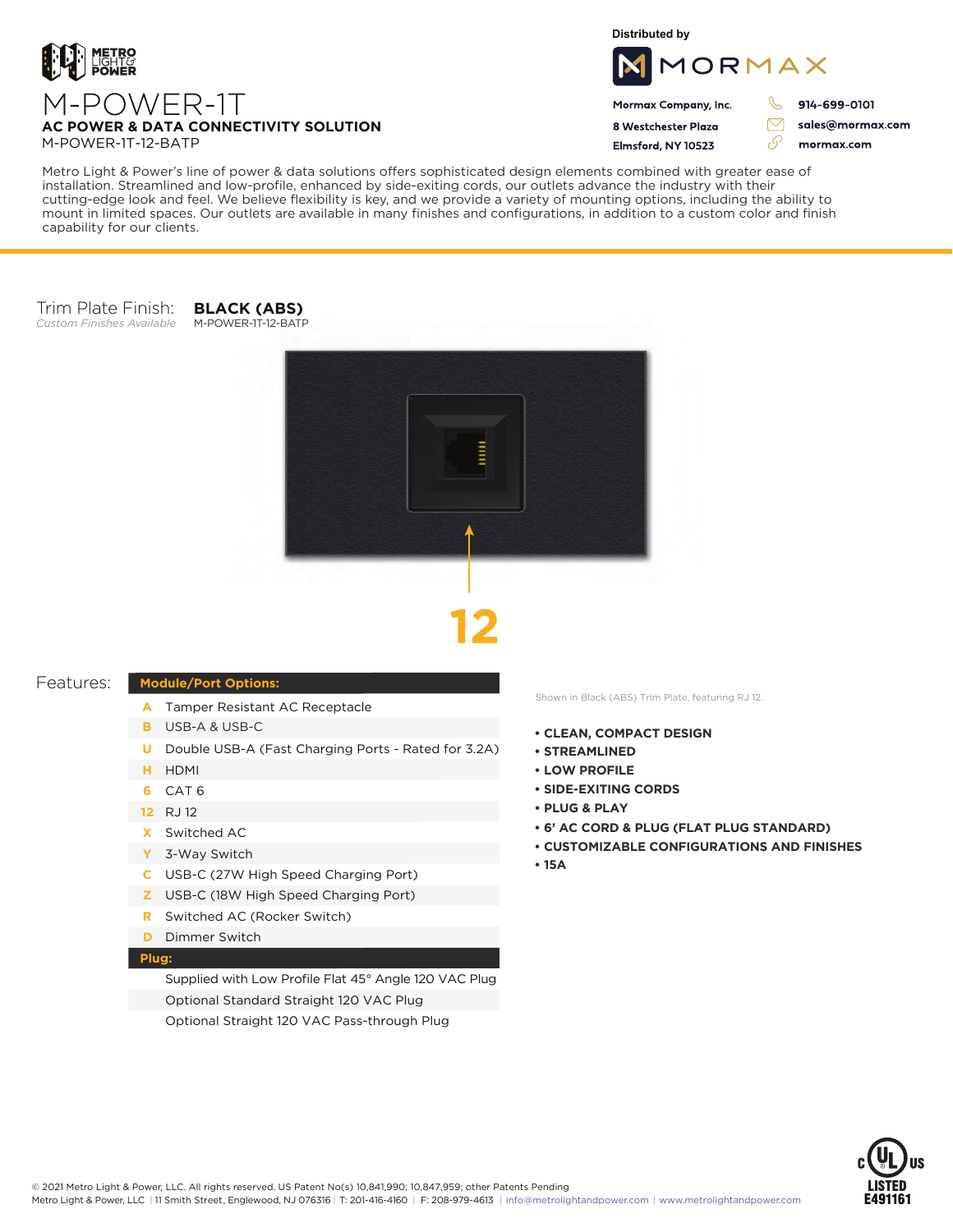METRO LIGHT & POWER

# M-POWER-1T

**AC POWER & DATA CONNECTIVITY SOLUTION**

M-POWER-1T-12-BATP

Distributed by

MORMAX

**Mormax Company, Inc.**
**8 Westchester Plaza**
**Elmsford, NY 10523**

**914-699-0101**
**sales@mormax.com**
**mormax.com**

Metro Light & Power's line of power & data solutions offers sophisticated design elements combined with greater ease of installation. Streamlined and low-profile, enhanced by side-exiting cords, our outlets advance the industry with their cutting-edge look and feel. We believe flexibility is key, and we provide a variety of mounting options, including the ability to mount in limited spaces. Our outlets are available in many finishes and configurations, in addition to a custom color and finish capability for our clients.

Trim Plate Finish: **BLACK (ABS)**
*Custom Finishes Available* M-POWER-1T-12-BATP

**12**

## Features:

| Module/Port Options: | |
|---|---|
| A | Tamper Resistant AC Receptacle |
| B | USB-A & USB-C |
| U | Double USB-A (Fast Charging Ports - Rated for 3.2A) |
| H | HDMI |
| 6 | CAT 6 |
| 12 | RJ 12 |
| X | Switched AC |
| Y | 3-Way Switch |
| C | USB-C (27W High Speed Charging Port) |
| Z | USB-C (18W High Speed Charging Port) |
| R | Switched AC (Rocker Switch) |
| D | Dimmer Switch |
| **Plug:** | |
| | Supplied with Low Profile Flat 45° Angle 120 VAC Plug |
| | Optional Standard Straight 120 VAC Plug |
| | Optional Straight 120 VAC Pass-through Plug |

Shown in Black (ABS) Trim Plate, featuring RJ 12.

- **CLEAN, COMPACT DESIGN**
- **STREAMLINED**
- **LOW PROFILE**
- **SIDE-EXITING CORDS**
- **PLUG & PLAY**
- **6' AC CORD & PLUG (FLAT PLUG STANDARD)**
- **CUSTOMIZABLE CONFIGURATIONS AND FINISHES**
- **15A**

c UL us LISTED E491161

© 2021 Metro Light & Power, LLC. All rights reserved. US Patent No(s) 10,841,990; 10,847,959; other Patents Pending
Metro Light & Power, LLC | 11 Smith Street, Englewood, NJ 076316 | T: 201-416-4160 | F: 208-979-4613 | info@metrolightandpower.com | www.metrolightandpower.com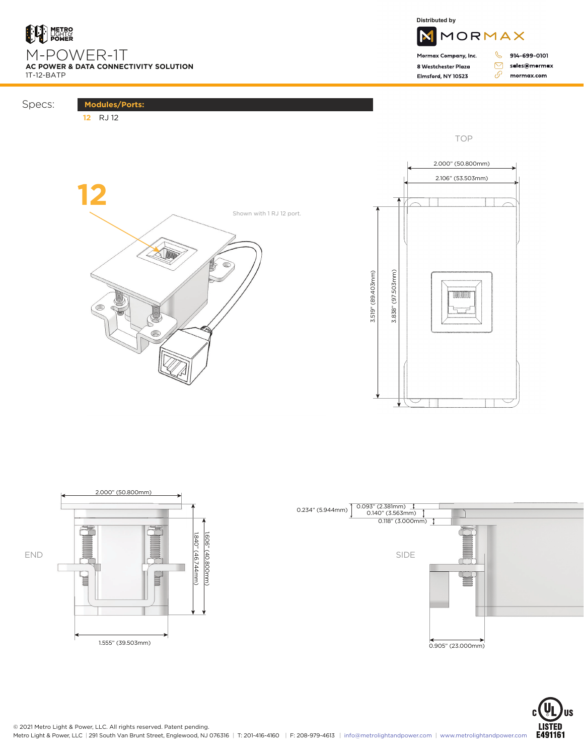# M-POWER-1T

**AC POWER & DATA CONNECTIVITY SOLUTION**

1T-12-BATP

Distributed by

MORMAX

Mormax Company, Inc.
8 Westchester Plaza
Elmsford, NY 10523

914-699-0101
sales@mormax
mormax.com

Specs:

**Modules/Ports:**

**12** RJ 12

12

Shown with 1 RJ 12 port.

TOP

2.000" (50.800mm)

2.106" (53.503mm)

3.519" (89.403mm)

3.838" (97.503mm)

END

2.000" (50.800mm)

1.840" (46.744mm)

1.606" (40.800mm)

1.555" (39.503mm)

SIDE

0.234" (5.944mm)

0.093" (2.381mm)

0.140" (3.563mm)

0.118" (3.000mm)

0.905" (23.000mm)

© 2021 Metro Light & Power, LLC. All rights reserved. Patent pending.

Metro Light & Power, LLC | 291 South Van Brunt Street, Englewood, NJ 076316 | T: 201-416-4160 | F: 208-979-4613 | info@metrolightandpower.com | www.metrolightandpower.com

c UL us LISTED E491161